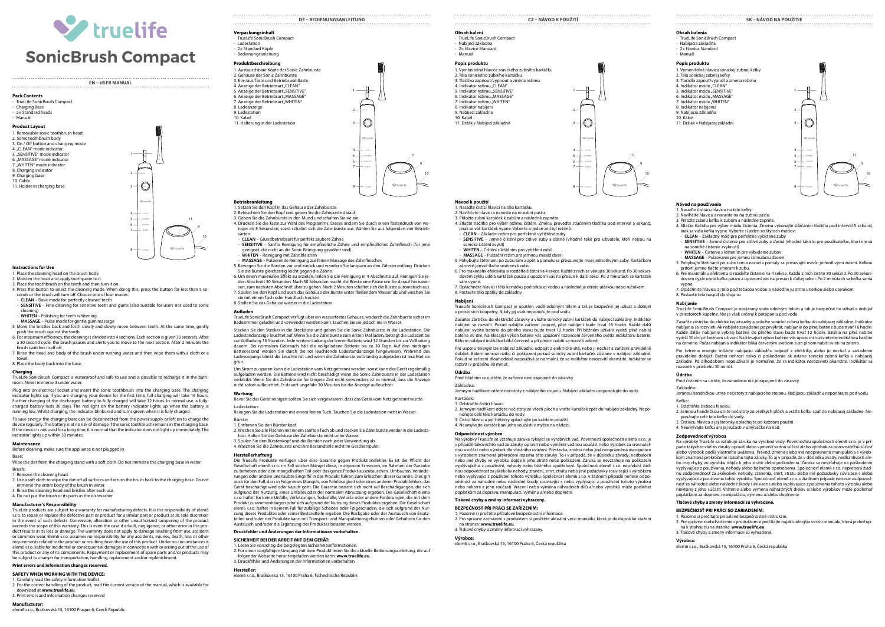# truelife

# SonicBrush Compact

## EN – USER MANUAL

### Pack Contents

- TrueLife SonicBrush Compact
- Charging Base
- 2× Standard heads
- Manual

### Product Layout

1. Removable sonic toothbrush head
2. Sonic toothbrush body
3. On / Off button and changing mode
4. „CLEAN" mode indicator
5. „SENSITIVE" mode indicator
6. „MASSAGE" mode indicator
7. „WHITEN" mode indicator
8. Charging indicator
9. Charging base
10. Cable
11. Holder in charging base

### Instructions for Use

1. Place the cleaning head on the brush body.
2. Moisten the head and apply toothpaste to it.
3. Put the toothbrush on the teeth and then turn it on.
4. Press the button to select the cleaning mode. When doing this, press the button for less than 5 seconds or the brush will turn off. Choose one of four modes:
   - **CLEAN** – Basic mode for perfectly cleaned teeth
   - **SENSITIVE** – Fine cleaning for sensitive teeth and gums (also suitable for users not used to sonic cleaning)
   - **WHITEN** – Polishing for teeth whitening
   - **MASSAGE** – Pulse mode for gentle gum massage
5. Move the bristles back and forth slowly and slowly move between teeth. At the same time, gently push the brush against the tooth.
6. For maximum efficiency, the cleaning is divided into 4 sections. Each section is given 30 seconds. After a 30 second cycle, the brush pauses and alerts you to move to the next section. After 2 minutes the brush switches itself off.
7. Rinse the head and body of the brush under running water and then wipe them with a cloth or a towel.
8. Place the body back into the base.

### Charging

TrueLife SonicBrush Compact is waterproof and safe to use and is possible to recharge it in the bathroom. Never immerse it under water.

Plug into an electrical socket and insert the sonic toothbrush into the charging base. The charging indicator lights up. If you are charging your device for the first time, full charging will take 16 hours. Further charging of the discharged battery to fully charged will take 12 hours. In normal use, a fully-charged battery lasts 30 days. The red light on the battery indicator lights up when the battery is running low. Whilst charging, the indicator blinks red and turns green when it is fully charged.

To save energy, the charging base can be disconnected from the power supply or left on to charge the device regularly. The battery is at no risk of damage if the sonic toothbrush remains in the charging base. If the device is not used for a long time, it is normal that the indicator does not light up immediately. The indicator lights up within 30 minutes.

### Maintenance

Before cleaning, make sure the appliance is not plugged in.

Base:

Wipe the dirt from the charging stand with a soft cloth. Do not immerse the charging base in water.

Brush:

1. Remove the cleaning head.
2. Use a soft cloth to wipe the dirt off all surfaces and return the brush back to the charging base. Do not immerse the entire body of the brush in water.
3. Rinse the cleaning head and bristles after each use.
4. Do not put the brush or its parts in the dishwasher.

### Manufacturer's Responsibility

TrueLife products are subject to a warranty for manufacturing defects. It is the responsibility of elem6 s.r.o. to repair or replace the defective part or product for a similar part or product at its sole discretion in the event of such defects. Conversion, alteration or other unauthorized tampering of the product exceeds the scope of this warranty. This is even the case if a fault, negligence, or other error in the product results in its loss or damage. The warranty does not apply to damage resulting from use, accident or common wear. elem6 s.r.o. assumes no responsibility for any accidents, injuries, death, loss or other requirements related to the product or resulting from the use of this product. Under no circumstances is elem6 s.r.o. liable for incidental or consequential damages in connection with or arising out of the use of this product or any of its components. Repayment or replacement of spare parts and/or products may be subject to charges for transportation, handling, replacement and/or replenishment.

**Print errors and information changes reserved.**

### SAFETY WHEN WORKING WITH THE DEVICE:

1. Carefully read the safety information leaflet.
2. For the correct handling of the product, read the current version of the manual, which is available for download at **www.truelife.eu**.
3. Print errors and information changes reserved.

**Manufacturer:**
elem6 s.r.o., Braškovská 15, 16100 Prague 6, Czech Republic

## DE – BEDIENUNGSANLEITUNG

### Verpackungsinhalt

- TrueLife SonicBrush Compact
- Ladestation
- 2× Standard Köpfe
- Bedienungsanleitung

### Produktbeschreibung

1. Austauschbare Köpfe der Sonic Zahnbürste
2. Gehäuse der Sonic Zahnbürste
3. Ein-/aus Taste und Betriebswahltaste
4. Anzeige der Betriebsart „CLEAN"
5. Anzeige der Betriebsart „SENSITIVE"
6. Anzeige der Betriebsart „MASSAGE"
7. Anzeige der Betriebsart „WHITEN"
8. Ladeanzeige
9. Ladestation
10. Kabel
11. Halterung in der Ladestation

### Betriebsanleitung

1. Setzen Sie den Kopf in das Gehäuse der Zahnbürste.
2. Befeuchten Sie den Kopf und geben Sie die Zahnpaste darauf.
3. Geben Sie die Zahnbürste in den Mund und schalten Sie sie ein.
4. Drücken Sie die Taste zur Wahl des Programms. Dieses ändern Sie durch einen Tastendruck von weniger als 5 Sekunden, sonst schaltet sich die Zahnbürste aus. Wählen Sie aus folgenden vier Betriebsarten:
   - **CLEAN** – Grundbetriebsart für perfekt saubere Zähne
   - **SENSITIVE** – Sanfte Reinigung für empfindliche Zähne und empfindliches Zahnfleisch (für jene geeignet, die nicht an die Sonic Reinigung gewöhnt sind)
   - **WHITEN** – Reinigung mit Zahnbleichen
   - **MASSAGE** – Pulsierende Reinigung zur feinen Massage des Zahnfleisches
5. Bewegen Sie die Borsten vor und zurück und wandern Sie langsam an den Zähnen entlang. Drücken Sie die Bürste gleichzeitig leicht gegen die Zähne.
6. Um einen maximalen Effekt zu erzielen, teilen Sie die Reinigung in 4 Abschnitte auf. Reinigen Sie jeden Abschnitt 30 Sekunden. Nach 30 Sekunden macht die Bürste eine Pause um Sie darauf hinzuweisen, zum nächsten Abschnitt über zu gehen. Nach 2 Minuten schaltet sich die Bürste automatisch aus.
7. Spülen Sie den Kopf und auch das Gehäuse der Bürste unter fließendem Wasser ab und wischen Sie sie mit einem Tuch oder Handtuch trocken.
8. Stellen Sie das Gehäuse wieder in die Ladestation.

### Aufladen

TrueLife SonicBrush Compact verfügt über ein wasserfestes Gehäuse, wodurch die Zahnbürste sicher im Badezimmer geladen und verwendet werden kann. tauchen Sie sie jedoch nie in Wasser.

Stecken Sie den Stecker in die Steckdose und geben Sie die Sonic Zahnbürste in die Ladestation. Die Ladestandanzeige leuchtet auf. Wenn Sie die Zahnbürste zum ersten Mal laden, beträgt die Ladezeit bis zur Volladung 16 Stunden. Jede weitere Ladung der leeren Batterie wird 12 Stunden bis zur Volladung dauern. Bei normalem Gebrauch hält die vollgeladene Batterie bis zu 30 Tage. Auf den niedrigen Batteriestand werden Sie durch die rot leuchtende Ladestandanzeige hingewiesen. Während des Ladevorgangs blinkt die Leuchte rot und wenn die Bürste vollständig aufgeladen ist leuchtet sie grün.

Um Strom zu sparen kann die Ladestation vom Netz getrennt werden, sonst kann das Gerät regelmäßig aufgeladen werden. Die Batterie wird nicht beschädigt wenn die Sonic Zahnbürste in der Ladestation verbleibt. Wenn Sie die Zahnbürste für längere Zeit nicht verwenden, ist es normal, dass die Anzeige nicht sofort aufleuchtet. Es dauert ungefähr 30 Minuten bis die Anzeige aufleuchtet.

### Wartung

Bevor Sie das Gerät reinigen sollten Sie sich vergewissern, dass das Gerät vom Netz getrennt wurde.

Ladestation:

Reinigen Sie die Ladestation mit einem feinen Tuch. Tauchen Sie die Ladestation nicht in Wasser.

Bürste:

1. Entfernen Sie den Bürstenkopf.
2. Wischen Sie alle Flächen mit einem sanften Tuch ab und stecken Sie Zahnbürste wieder in die Ladestation. Halten Sie das Gehäuse der Zahnbürste nicht unter Wasser.
3. Spülen Sie den Bürstenkopf und die Borsten nach jeder Verwendung ab.
4. Waschen Sie die Zahnbürste und ihre Bestandteile nicht im Geschirrspüler.

### Herstellerhaftung

Die TrueLife Produkte verfügen über eine Garantie gegen Produktionsfehler. Es ist die Pflicht der Gesellschaft elem6 s.r.o. im Fall solcher Mängel diese, in eigenem Ermessen, im Rahmen der Garantie zu beheben oder den mangelhaften Teil oder das ganze Produkt auszutauschen. Umbauten, Veränderungen oder andere unerlaubte Eingriffe in das Produkt führen zum Erlöschen dieser Garantie. Dies gilt auch für den Fall, dass in Folge eines Mangels, von Fahrlässigkeit oder eines anderen Produktfehlers, das Gerät beschädigt wird oder kaputt geht. Die Garantie bezieht sich nicht auf Beschädigungen, die sich aufgrund der Nutzung, eines Unfalles oder der normalen Abnutzung ergeben. Die Gesellschaft elem6 s.r.o. haftet für keine Unfälle, Verletzungen, Todesfälle, Verluste oder andere Forderungen, die mit dem Produkt zusammenhängen oder sich aufgrund der Nutzung dieses Produktes ergeben. Die Gesellschaft elem6 s.r.o. haftet in keinem Fall für zufällige Schäden oder Folgeschäden, die sich aufgrund der Nutzung dieses Produktes oder seiner Bestandteile ergeben. Die Rückgabe oder der Austausch von Ersatzteilen und/oder der Produkte kann mit Transport- und Manipulationsgebühren oder Gebühren für den Austausch und/oder die Ergänzung des Produktes belastet werden.

**Druckfehler und Änderungen der Informationen vorbehalten.**

### SICHERHEIT BEI DER ARBEIT MIT DEM GERÄT:

1. Lesen Sie vorsichtig die beigelegten Sicherheitsinformationen.
2. Für einen sorgfältigen Umgang mit dem Produkt lesen Sie die aktuelle Bedienungsanleitung, die auf folgender Webseite heruntergeladen werden kann: **www.truelife.eu**.
3. Druckfehler und Änderungen der Informationen vorbehalten.

**Hersteller:**
elem6 s.r.o., Braškovská 15, 16100 Praha 6, Tschechische Republik

## CZ – NÁVOD K POUŽITÍ

### Obsah balení

- TrueLife SonicBrush Compact
- Nabíjecí základna
- 2× hlavice Standard
- Manuál

### Popis produktu

1. Vyměnitelná hlavice sonického zubního kartáčku
2. Tělo sonického zubního kartáčku
3. Tlačítko zapnout/vypnout a změna režimu
4. Indikátor režimu „CLEAN"
5. Indikátor režimu „SENSITIVE"
6. Indikátor režimu „MASSAGE"
7. Indikátor režimu „WHITEN"
8. Indikátor nabíjení
9. Nabíjecí základna
10. Kabel
11. Držák v Nabíjecí základně

### Návod k použití

1. Nasaďte čisticí hlavici na tělo kartáčku.
2. Navlhčete hlavici a naneste na ni zubní pastu.
3. Přiložte zubní kartáček k zubům a následně zapněte.
4. Stačte tlačítko pro výběr režimu čištění. Změnu provedte stlačením tlačítka pod interval 5 sekund, jinak se váš kartáček vypne. Vyberte si jeden ze čtyř režimů:
   - **CLEAN** – Základní režim pro perfektně vyčištěné zuby
   - **SENSITIVE** – Jemné čištění pro citlivé zuby a dásně (vhodné také pro uživatele, kteří nejsou na sonické čištění zvyklí)
   - **WHITEN** – Čištění s leštěním pro vybělení zubů
   - **MASSAGE** – Pulzační režim pro jemnou masáž dásní
5. Pohybujte štětinami po zubu tam a zpět a pomalu se přesouvejte mezi jednotlivými zuby. Kartáčkem zároveň jemně tlačte směrem k zubu.
6. Pro maximální efektivitu si rozdělte čištění na 4 sekce. Každé z nich se věnujte 30 sekund. Po 30 sekundovém cyklu udělá kartáček pauzu a upozorní vás na přesun k další sekci. Po 2 minutách se kartáček sám vypne.
7. Opláchněte hlavici i tělo kartáčku pod tekoucí vodou a následně je otřete utěrkou nebo ručníkem.
8. Postavte tělo zpátky do základny.

### Nabíjení

TrueLife SonicBrush Compact je opatřen vodě odolným tělem a tak je bezpečné jej užívat a dobíjet v prostorách koupelny. Nikdy jej však neponořujte pod vodu.

Zasuňte zástrčku do elektrické zásuvky a vložte sonický zubní kartáček do nabíjecí základny. Indikátor nabíjení se rozsvítí. Pokud nabíjíte zařízení poprvé, plné nabíjení bude trvat 16 hodin. Každé další nabíjení vybité baterie do plného stavu bude trvat 12 hodin. Při běžném užívání vydrží plně nabitá baterie 30 dní. Na klesající výkon baterie vás upozorní rozsvícení červeného světla indikátoru baterie. Během nabíjení indikátor bliká červeně a při plném nabití se rozsvítí zeleně.

Pro úsporu energie lze nabíjecí základnu odpojit z elektrické sítě, nebo ji nechat a zařízení pravidelně dobíjet. Baterii nehrozí riziko či poškození pokud sonický zubní kartáček zůstane v nabíjecí základně. Pokud se zařízení dlouhodobě nepoužívá je normální, že se indikátor nerozsvítí okamžitě. Indikátor se rozsvítí v průběhu 30 minut.

### Údržba

Před čištěním se ujistěte, že zařízení není zapojené do zásuvky.

Základna:

Jemným hadříkem otřete nečistoty z nabíjecího stojanu. Nabíjecí základnu neponořujte do vody.

Kartáček:

1. Odstraňte čisticí hlavici.
2. Jemným hadříkem otřete nečistoty ze všech ploch a vraťte kartáček zpět do nabíjecí základny. Neponořujte celé tělo kartáčku do vody.
3. Čisticí hlavici a její štětinky opláchujte po každém použití.
4. Neumývejte kartáček ani jeho součásti v myčce na nádobí.

### Odpovědnost výrobce

Na výrobky TrueLife se vztahuje záruka týkající se výrobních vad. Povinností společnosti elem6 s.r.o. je v případě takovýchto vad ze záruky opravit nebo vyměnit vadnou součást nebo výrobek za srovnatelnou součást nebo výrobek dle vlastního uvážení. Přestavba, změna nebo jiná neoprávněná manipulace s výrobkem znamená překročení rozsahu této záruky. To i v případě, že v důsledku závady, nedbalosti nebo jiné chyby ve výrobku dojde k jeho ztrátě nebo poškození. Záruka se nevztahuje na poškození vyplývající z používání, nehody nebo běžného opotřebení. Společnost elem6 s.r.o. nepřebírá žádnou odpovědnost za jakékoliv nehody, zranění, smrt, ztrátu nebo jiné požadavky související s výrobkem nebo vyplývající z používání tohoto výrobku. Společnost elem6 s.r.o. v žádném případě nenese odpovědnost za náhodné nebo následné škody související s nebo vyplývající z používání tohoto výrobku nebo některé z jeho součástí. Vrácení nebo výměna náhradních dílů a/nebo výrobků může podléhat poplatkům za dopravu, manipulaci, výměnu a/nebo doplnění.

**Tiskové chyby a změny informací vyhrazeny.**

### BEZPEČNOST PŘI PRÁCI SE ZAŘÍZENÍM:

1. Pozorně si pročtěte přibalové bezpečnostní informace.
2. Pro správné zacházení s produktem si pročtěte aktuální verzi manuálu, která je dostupná ke stažení na stránce: **www.truelife.eu**.
3. Tiskové chyby a změny informací vyhrazeny.

**Výrobce:**
elem6 s.r.o., Braškovská 15, 16100 Praha 6, Česká republika

## SK – NÁVOD NA POUŽITIE

### Obsah balenia

- TrueLife SonicBrush Compact
- Nabíjacia základňa
- 2× hlavica Standard
- Manuál

### Popis produktu

1. Vymeniteľná hlavica sonickej zubnej kefky
2. Telo sonickej zubnej kefky
3. Tlačidlo zapnúť/vypnúť a zmena režimu
4. Indikátor módu „CLEAN"
5. Indikátor módu „SENSITIVE"
6. Indikátor módu „MASSAGE"
7. Indikátor módu „WHITEN"
8. Indikátor nabíjania
9. Nabíjacia základňa
10. Kábel
11. Držiak v Nabíjacej základni

### Návod na používanie

1. Nasaďte čistiacu hlavicu na telo kefky.
2. Navlhčite hlavicu a naneste na ňu zubnú pastu.
3. Priložte zubnú kefku k zubom a následne zapnite.
4. Stlačte tlačidlo pre výber módu čistenia. Zmenu vykonajte stláčaním tlačidla pod interval 5 sekúnd, inak sa vaša kefka vypne. Vyberte si jeden zo štyroch módov:
   - **CLEAN** – Základný mód pre perfektne vyčistené zuby
   - **SENSITIVE** – Jemné čistenie pre citlivé zuby a ďasná (vhodné takisto pre používateľov, ktorí nie sú na sonické čistenie zvyknutí)
   - **WHITEN** – Čistenie s leštením pre vybielenie zubov
   - **MASSAGE** – Pulzovanie pre jemnú stimuláciu ďasien
5. Pohybujte štetinami po zube tam a naspäť a pomaly sa presúvajte medzi jednotlivými zubami. Kefkou pritom jemne tlačte smerom k zubu.
6. Pre maximálnu efektivitu si rozdeľte čistenie na 4 sekcie. Každú z nich čistite 30 sekúnd. Po 30 sekundovom cykle urobí kefka pauzu a upozorní vás na presun k ďalšej sekcii. Po 2 minútach sa kefka sama vypne.
7. Opláchnite hlavicu aj telo pod tečúcou vodou a následne ju otrite utierkou alebo uterákom.
8. Postavte telo naspäť do stojanu.

### Nabíjanie

TrueLife SonicBrush Compact je obstaraný vode odolným telom a tak je bezpečné ho užívať a dobíjať v priestoroch kúpeľne. Nie je však určený k potápaniu pod vodu.

Zasuňte zástrčku do elektrickej zásuvky a položte sonickú zubnú kefku do nabíjacej základne. Indikátor nabíjania sa rozsvieti. Ak nabíjate zariadenie po prvýkrát, nabíjanie do plnej batérie bude trvať 16 hodín. Každé ďalšie nabíjanie vybitej batérie do plného stavu bude trvať 12 hodín. Batéria na plné nabitie vydrží 30 dní pri bežnom užívaní. Na klesajúci výkon batérie vás upozorní rozsvietenie indikátora batérie na červeno. Počas nabíjania indikátor bliká červeným svetlom a pri plnom nabití svieti na zeleno.

Pre šetrenie energie môžete nabíjaciu základňu odpojiť z elektriky, alebo ju nechať a zariadenie pravidelne dobíjať. Batérii nehrozí riziko či poškodenie ak ostane sonická zubná kefka v nabíjacej základni. Po dlhodobom nepoužívaní je normálne, že sa indikátor nerozsvieti okamžite. Indikátor sa rozsvieti v priebehu 30 minút.

### Údržba

Pred čistením sa uistite, že zariadenie nie je zapojené do zásuvky.

Základňa:

Jemnou handričkou utrite nečistoty z nabíjacieho stojanu. Nabíjaciu základňu neponárajte pod vodu.

Kefka:

1. Odstráňte čistiacu hlavicu.
2. Jemnou handričkou utrite nečistoty zo všetkých plôch a vráťte kefku späť do nabíjacej základne. Neponárajte celé telo kefky do vody.
3. Čistiacu hlavicu a jej štetinky opláchnite po každom použití.
4. Neumývajte kefku ani jej súčasti v umývačke na riad.

### Zodpovednosť výrobcu

Na výrobky TrueLife sa vzťahuje záruka na výrobné vady. Povinnosťou spoločnosti elem6 s.r.o. je v prípade takýchto vád zo záruky opraviť alebo vymeniť vadnú súčasť alebo výrobok za porovnateľnú súčasť alebo výrobok podľa vlastného uváženia. Prevod, zmena alebo iná neoprávnená manipulácia s výrobkom znamená prekročenie rozsahu tejto záruky. To aj v prípade, že v dôsledku závady, nedbanlivosti alebo inej chyby vo výrobku dôjde k jeho strate alebo poškodeniu. Záruka sa nevzťahuje na poškodenie vyplývajúce z používania, nehody alebo bežného opotrebenia. Spoločnosť elem6 s.r.o. nepreberá žiadnu zodpovednosť za akékoľvek nehody, zranenia, smrť, stratu alebo iné požiadavky súvisiace s alebo vyplývajúce z používania tohto výrobku. Spoločnosť elem6 s.r.o. v žiadnom prípade nenesie zodpovednosť za náhodné alebo následné škody súvisiace s alebo vyplývajúce z používania tohto výrobku alebo niektorej z jeho súčastí. Vrátenie alebo výmena náhradných dielov a/alebo výrobkov môže podliehať poplatkom za dopravu, manipuláciu, výmenu a/alebo doplnenie.

**Tlačové chyby a zmeny informácií sú vyhradené.**

### BEZPEČNOSŤ PRI PRÁCI SO ZARIADENÍM:

1. Pozorne si prečítajte pribalené bezpečnostné inštrukcie.
2. Pre správne zaobchádzanie s produktom si prečítajte najaktuálnejšiu verziu manuálu, ktorá je dostupná k stiahnutiu na stránke: **www.truelife.eu**.
3. Tlačové chyby a zmeny informácií sú vyhradené.

**Výrobca:**
elem6 s.r.o., Braškovská 15, 16100 Praha 6, Česká republika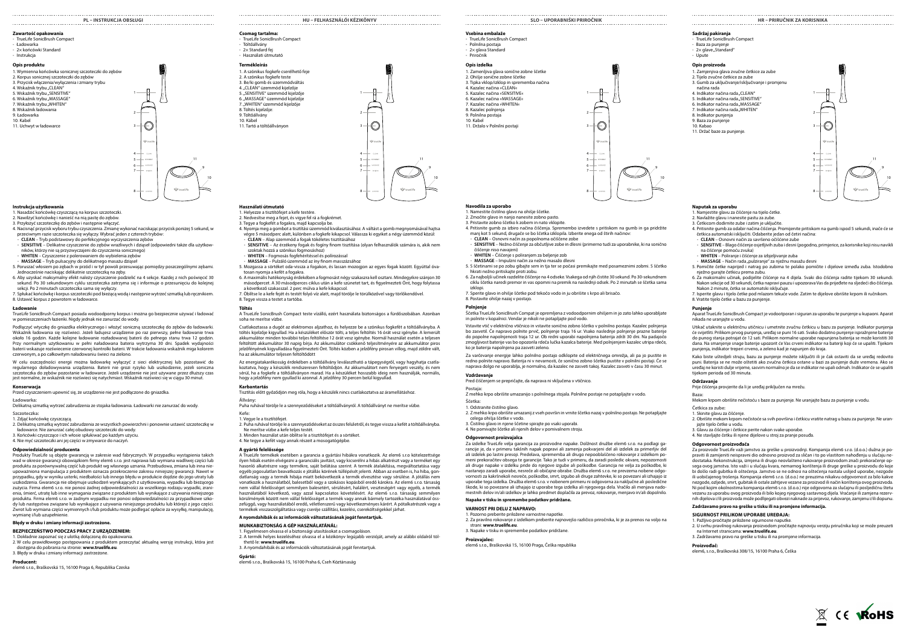# PL – INSTRUKCJA OBSŁUGI

### Zawartość opakowania

- TrueLife SonicBrush Compact
- Ładowarka
- 2× końcówki Standard
- Instrukcja

### Opis produktu

1. Wymienna końcówka sonicznej szczoteczki do zębów
2. Korpus sonicznej szczoteczki do zębów
3. Przycisk włączenia/wyłączenia i zmiany trybu
4. Wskaźnik trybu „CLEAN"
5. Wskaźnik trybu „SENSITIVE"
6. Wskaźnik trybu „MASSAGE"
7. Wskaźnik trybu „WHITEN"
8. Wskaźnik ładowania
9. Ładowarka
10. Kabel
11. Uchwyt w ładowarce

### Instrukcja użytkowania

1. Nasadzić końcówkę czyszczącą na korpus szczoteczki.
2. Nawilżyć końcówkę i nanieść na nią pastę do zębów.
3. Przyłożyć szczoteczkę do zębów i następnie włączyć.
4. Nacisnąć przycisk wyboru trybu czyszczenia. Zmianę wykonać naciskając przycisk ponizej 5 sekund, w przeciwnym razie szczoteczka się wyłączy. Wybrać jeden z czterech trybów:
   - CLEAN – Tryb podstawowy do perfekcyjnego wyczyszczenia zębów
   - SENSITIVE – Delikatne czyszczenie do zębów wrażliwych i dziąseł (odpowiedni także dla użytkowników, którzy nie są przyzwyczajeni do czyszczenia sonicznego)
   - WHITEN – Czyszczenie z polerowaniem do wybielenia zębów
   - MASSAGE – Tryb pulsacyjny do delikatnego masażu dziąseł
5. Poruszać włosiem po zębach w przód i w tył powoli przesuwając pomiędzy poszczególnymi zębami. Jednocześnie naciskając delikatnie szczoteczką na zęby.
6. Aby uzyskać maksymalny efekt należy czyszczenie podzielić na 4 sekcje. Każdej z nich poświęcić 30 sekund. Po 30 sekundowym cyklu szczoteczka zatrzyma się i informuje o przejściu do kolejnej sekcji. Po 2 minutach szczoteczka sama się wyłączy.
7. Spłukać końcówkę i korpus szczoteczki pod bieżącą wodą i następnie wytrzeć szmatką lub ręcznikiem.
8. Ustawić korpus z powrotem w ładowarce.

### Ładowanie

TrueLife SonicBrush Compact posiada wodoodporny korpus i można go bezpiecznie używać i ładować w pomieszczeniach łazienki. Nigdy jednak nie zanurzać do wody.

Podłączyć wtyczkę do gniazdka elektrycznego i włożyć soniczną szczoteczkę do zębów do ładowarki. Wskaźnik ładowania się rozświeci. Jeżeli ładujesz urządzenie po raz pierwszy, pełne ładowanie trwa około 16 godzin. Każde kolejne ładowanie rozładowanej baterii do pełnego stanu trwa 12 godzin. Przy normalnym użytkowaniu w pełni naładowana bateria wytrzyma 30 dni. Spadek wydajności baterii wskazuje rozświecenie czerwonej lampki wskaźnika ładowania. W trakcie ładowania wskaźnik miga kolorem czerwonym, a po całkowitym naładowaniu świeci na zielono.

W celu oszczędności energii można ładowarkę wyłączyć z sieci elektrycznej lub pozostawić do regularnego doładowywania urządzenia. Baterii nie grozi ryzyko lub uszkodzenie, jeżeli soniczna szczoteczka do zębów pozostanie w ładowarce. Jeżeli urządzenie nie jest używane przez dłuższy czas jest normalne, że wskaźnik nie rozświeci się natychmiast. Wskaźnik rozświeci się w ciągu 30 minut.

### Konserwacja

Przed czyszczeniem upewnić się, że urządzenie nie jest podłączone do gniazdka.

Ładowarka:

Delikatną szmatką wytrzeć zabrudzenia ze stojaka ładowania. Ładowarki nie zanurzać do wody.

Szczoteczka:

1. Zdjąć końcówkę czyszczącą.
2. Delikatną szmatką wytrzeć zabrudzenia ze wszystkich powierzchni i ponownie ustawić szczoteczkę w ładowarce. Nie zanurzać całej obudowy szczoteczki do wody.
3. Końcówki czyszczące i ich włosie spłukiwać po każdym użyciu.
4. Nie myć szczoteczki ani jej części w zmywarce do naczyń.

### Odpowiedzialność producenta

Produkty TrueLife są objęte gwarancją w zakresie wad fabrycznych. W przypadku wystąpienia takich wad w okresie gwarancji obowiązkiem firmy elem6 s.r.o. jest naprawa lub wymiana wadliwej części lub produktu za porównywalną część lub produkt wg własnego uznania. Przebudowa, zmiana lub inna nieupoważniona manipulacja z produktem oznacza przekroczenie zakresu niniejszej gwarancji. Nawet w przypadku, gdy w wyniku usterki, niedbałości lub innego błędu w produkcie dojdzie do jego utraty lub uszkodzenia. Gwarancja nie obejmuje uszkodzeń wynikających z użytkowania, wypadku lub bieżącego zużycia. Firma elem6 s.r.o. nie ponosi żadnej odpowiedzialności za wszelkiego rodzaju wypadki, zranienia, śmierć, utratę lub inne wymagania związane z produktem lub wynikające z używania niniejszego produktu. Firma elem6 s.r.o. w żadnym wypadku nie ponosi odpowiedzialności za przypadkowe szkody lub następstwa związane lub wynikające z używania niniejszego produktu lub którejś z jego części. Zwrot lub wymiana części wymiennych i/lub produktu może podlegać opłacie za wysyłkę, manipulację, wymianę i/lub uzupełnienie.

**Błędy w druku i zmiany informacji zastrzeżone.**

### BEZPIECZEŃSTWO PODCZAS PRACY Z URZĄDZENIEM:

1. Dokładnie zapoznać się z ulotką dołączoną do opakowania.
2. W celu prawidłowego postępowania z produktem przeczytać aktualną wersję instrukcji, która jest dostępna do pobrania na stronie: **www.truelife.eu**.
3. Błędy w druku i zmiany informacji zastrzeżone.

### Producent:

elem6 s.r.o., Braškovská 15, 16100 Praga 6, Republika Czeska

# HU – FELHASZNÁLÓI KÉZIKÖNYV

### Csomag tartalma:

- TrueLife SonicBrush Compact
- Töltőállvány
- 2× Standard fej
- Használati útmutató

### Termékleírás

1. A szónikus fogkefe cserélhető feje
2. A szónikus fogkefe teste
3. Be/ki gomb és üzemmódváltás
4. „CLEAN" üzemmód kijelzője
5. „SENSITIVE" üzemmód kijelzője
6. „MASSAGE" üzemmód kijelzője
7. „WHITEN" üzemmód kijelzője
8. Töltés kijelzője:
9. Töltőállvány
10. Kábel
11. Tartó a töltőállványon

### Használati útmutató

1. Helyezze a tisztítófejet a kefe testére.
2. Nedvesítse meg a fejet, és vigye fel rá a fogkrémet.
3. Tegye a fogkefét a fogakra, majd kapcsolja be.
4. Nyomja meg a gombot a tisztítási üzemmód kiválasztásához. A váltást a gomb megnyomásával hajtsa végre 5 másodperc alatt, különben a fogkefe kikapcsol. Válassza ki egyiket a négy üzemmód közül:
   - CLEAN – Alap üzemmód a fogak tökéletes tisztításához
   - SENSITIVE – Az érzékeny fogak és foginy finom tisztítása (olyan felhasználók számára is, akik nem szoktak hozzá a szónikus fogmosáshoz)
   - WHITEN – Fogmosás fogfehérítéssel és polírozással
   - MASSAGE – Pulzáló üzemmód az íny finom masszázsához
5. Mozgassa a sörteket oda-vissza a fogakon, és lassan mozogjon az egyes fogak között. Egyúttal óvatosan nyomja a kefét a fogakra.
6. A maximális hatékonyság érdekében a fogmosást négy szakaszra kell osztani. Mindegyikre szánjon 30 másodpercet. A 30 másodperces ciklus után a kefe szünetet tart, és figyelmezteti Önt, hogy folytassa a következő szakasszal. 2 perc múlva a kefe kikapcsol.
7. Öblítse le a kefe fejét és testét folyó víz alatt, majd törölje le törülközővel vagy törlőkendővel.
8. Tegye vissza a testet a tartóba.

### Töltés

A TrueLife SonicBrush Compact teste vízálló, ezért használata biztonságos a fürdőszobában. Azonban soha ne merítse vízbe.

Csatlakoztassa a dugót az elektromos aljzathoz, és helyezze be a szónikus fogkefét a töltőállványba. A töltés kijelzője kigyullad. Ha a készüléket először tölti, a teljes feltöltés 16 órát vesz igénybe. A lemerült akkumulátor minden további teljes feltöltése 12 órát vesz igénybe. Normál használat esetén a teljesen feltöltött akkumulátor 30 napig bírja. Az akkumulátor csökkenő teljesítményére az akkumulátor piros jelzőfényének kigyulladása figyelmezteti Önt. Töltés közben a jelzőfény pirosan villog, majd zöldre vált, ha az akkumulátor teljesen feltöltődött

Az energiatakarékosság érdekében a töltőállvány leválasztható a tápegységről, vagy hagyhatja csatlakoztatva, hogy a készülék rendszeresen feltöltődjön. Az akkumulátort nem fenyegeti veszély, és nem sérül, ha a fogkefe a töltőállványon marad. Ha a készüléket hosszabb ideig nem használják, normális, hogy a jelzőfény nem gyullad ki azonnal. A jelzőfény 30 percen belül kigyullad.

### Karbantartás

Tisztítás előtt győződjön meg róla, hogy a készülék nincs csatlakoztatva az áramellátáshoz.

Állvány:

Puha ruhával törölje le a szennyeződéseket a töltőállványról. A töltőállványt ne merítse vízbe.

Kefe:

1. Vegye le a tisztítófejet.
2. Puha ruhával törölje le a szennyeződéseket az összes felületről, és tegye vissza a kefét a töltőállványba. Ne merítse vízbe a kefe teljes testét.
3. Minden használat után öblítse le a tisztítófejet és a sörtéket.
4. Ne tegye a kefét vagy annak részeit a mosogatógépbe.

### A gyártó felelőssége

A TrueLife termékek esetében a garancia a gyártási hibákra vonatkozik. Az elem6 s.r.o kötelezettsége ilyen hibák esetén elvégezni a garanciális javítást, vagy kicserélni a hibás alkatrészt vagy a terméket egy hasonló alkatrészre vagy termékre, saját belátása szerint. A termék átalakítása, megváltoztatása vagy egyéb jogosulatlan beavatkozás e jótállás körének túllépését jelenti. Abban az esetben is, ha hiba, gondatlanság vagy a termék hibája miatt bekövetkezik a termék elvesztése vagy sérülése. A jótállás nem vonatkozik a használatból, balesetből vagy a szokásos kopásból eredő károkra. Az elem6 s.r.o. társaság nem vállal felelősséget semmilyen balesetért, sérülésért, halálért, veszteségért vagy egyéb, a termék használatából következő, vagy azzal kapcsolatos követelésért. Az elem6 s.r.o. társaság semmilyen körülmények között nem vállal felelősséget a termék vagy annak bármely tartozéka használatával összefüggő, vagy használatából eredő, véletlenszerű vagy következményes kárért. A pótalkatrészek vagy a termékek visszaszolgáltatása vagy cseréje szállítási, kezelési, cserekötségekkel járhat.

**A nyomdahibák és az információk változtatásának jogát fenntartjuk.**

### MUNKABIZTONSÁG A GÉP HASZNÁLATÁNÁL:

1. Figyelmesen olvassa el a biztonsági utasításokat a csomagoláson.
2. A termék helyes kezeléséhez olvassa el a kézikönyv legújabb verzióját, amely az alábbi oldalról tölthető le: **www.truelife.eu**.
3. A nyomdahibák és az információk változtatásának jogát fenntartjuk.

### Gyártó:

elem6 s.r.o., Braškovská 15, 161 00 Praha 6, Cseh Köztársaság

# SLO – UPORABNIŠKI PRIROČNIK

### Vsebina embalaže

- TrueLife SonicBrush Compact
- Polnilna postaja
- 2× glava Standard
- Priročnik

### Opis izdelka

1. Zamenljiva glava sonične zobne ščetke
2. Ohišje sonične zobne ščetke
3. Tipka vklop/izklop in sprememba načina
4. Kazalec načina »CLEAN«
5. Kazalec načina »SENSITIVE«
6. Kazalec načina »MASSAGE«
7. Kazalec načina »WHITEN«
8. Kazalec polnjenja
9. Polnilna postaja
10. Kabel
11. Držalo v Polnilni postaji

### Navodila za uporabo

1. Namestite čistilno glavo na ohišje ščetke.
2. Zmočite glavo in nanjo nanesite zobno pasto.
3. Pristavite zobno ščetko k zobem in nato vklopite.
4. Pritisnite gumb za izbiro načina čiščenja. Spremembo izvedete s pritiskom na gumb in ga pridržite manj kot 5 sekund, drugače se bo ščetka izklopila. Izberite enega od štirih načinov:
   - CLEAN – Osnovni način za popolnoma očiščene zobe
   - SENSITIVE – Nežno čiščenje za občutljive zobe in dlesni (primerno tudi za uporabnike, ki na sonično čiščenje niso navajeni)
   - WHITEN – Čiščenje s poliranjem za beljenje zob
   - MASSAGE – Impulzni način za nežno masažo dlesni
5. S ščetinami se po zobu gibajte sem in tja ter se počasi premikajte med posameznimi zobmi. S ščetko hkrati nežno pritiskajte proti zobu.
6. Za najboljši učinek razdelite čiščenje na 4 odseke. Vsakega od njih čistite 30 sekund. Po 30-sekundnem ciklu ščetka naredi premor in vas opomni na premik na naslednji odsek. Po 2 minutah se ščetka sama izklopi.
7. Sperite glavo in ohišje ščetke pod tekočo vodo in ju obrišite s krpo ali brisačo.
8. Postavite ohišje nazaj v postajo.

### Polnjenje

Ščetka TrueLife SonicBrush Compat je opremljena z vodoodpornim ohišjem in jo zato lahko uporabljate in polnite v kopalnici. Vendar je nikoli ne potapljajte pod vodo.

Vstavite vtič v električno vtičnico in vstavite sonično zobno ščetko v polnilno postajo. Kazalec polnjenja bo zasvetil. Če napravo polnite prvič, polnjenje traja 16 ur. Vsako naslednje polnjenje prazne baterije do popolne napolnjenosti traja 12 ur. Ob redni uporabi napolnjena baterija zdrži 30 dni. Na padajočo zmogljivost baterije vas bo opozorila rdeča lučka kazalca baterije. Med polnjenjem kazalec utripa rdeče, ko je baterija napolnjena pa zasveti zeleno.

Za varčevanje energije lahko polnilno postajo odklopite od električnega omrežja, ali pa jo pustite in redno polnite napravo. Baterija ni v nevarnosti, če sonično zobno ščetko pustite v polnilni postaji. Če se naprava dolgo ne uporablja, je normalno, da kazalec ne zasveti takoj. Kazalec zasveti v času 30 minut.

### Vzdrževanje

Pred čiščenjem se prepričajte, da naprava ni vključena v vtičnico.

Postaja:

Z mehko krpo obrišite umazanijo s polnilnega stojala. Polnilne postaje ne potapljajte v vodo.

Ščetka:

1. Odstranite čistilno glavo.
2. Z mehko krpo obrišite umazanijo z vseh površin in vrnite ščetko nazaj v polnilno postajo. Ne potapljajte celega ohišja ščetke v vodo.
3. Čistilno glavo in njene ščetine spirajte po vsaki uporabi.
4. Ne pomivajte ščetke ali njenih delov v pomivalnem stroju.

### Odgovornost proizvajalca

Za izdelke TrueLife velja garancija za proizvodne napake. Dolžnost družbe elem6 s.r.o. na podlagi garancije je, da v primeru takšnih napak popravi ali zamenja pokvarjeni del ali izdelek za primerljiv del ali izdelek po lastni presoji. Predelava, sprememba ali drugo nepooblaščeno rokovanje z izdelkom pomeni prekoračitev obsega te garancije. Tako je tudi v primeru, da zaradi posledic okvare, nepozornosti ali druge napake v izdelku pride do njegove izgube ali poškodbe. Garancija ne velja za poškodbe, ki nastanejo zaradi uporabe, nesreče ali običajne obrabe. Družba elem6 s.r.o. ne prevzema nobene odgovornosti za kakršnekoli nesreče, poškodbe, smrt, izgubo ali druge zahtevke, ki so povezani ali izhajajo iz uporabe tega izdelka. Družba elem6 s.r.o. v nobenem primeru ni odgovorna za naključne ali posledične škode, ki so povezane ali izhajajo iz uporabe tega izdelka ali njegovega dela. Vračilo ali menjava nadomestnih delov in/ali izdelkov je lahko predmet doplačila za prevoz, rokovanje, menjavo in/ali dopolnilo.

**Napake v tisku in spremembe podatkov pridržane.**

### VARNOST PRI DELU Z NAPRAVO:

1. Pozorno preberite priložene varnostne napotke.
2. Za pravilno rokovanje z izdelkom preberite najnovejšo različico priročnika, ki je za prenos na voljo na strani: **www.truelife.eu**.
3. Napake v tisku in spremembe podatkov pridržane.

### Proizvajalec:

elem6 s.r.o., Braškovská 15, 16100 Praga 6, Češka republika

# HR – PRIRUČNIK ZA KORISNIKA

### Sadržaj pakiranja

- TrueLife SonicBrush Compact
- Baza za punjenje
- 2× glave „Standard"
- Upute

### Opis proizvoda

1. Zamjenjiva glava zvučne četkice za zube
2. Tijelo zvučne četkice za zube
3. Gumb za uključivanje/isključivanje i promjenu načina rada
4. Indikator načina rada „CLEAN"
5. Indikator načina rada „SENSITIVE"
6. Indikator načina rada „MASSAGE"
7. Indikator načina rada „WHITEN"
8. Indikator punjenja
9. Baza za punjenje
10. Kabao
11. Držač baze za punjenje.

### Naputak za uporabu

1. Namjestite glavu za čišćenje na tijelo četke.
2. Navlažite glavu i nanesite pastu za zube.
3. Četkicom dodirnite zube i zatim je uključite.
4. Pritisnite gumb za odabir načina čišćenja. Promijenite pritiskom na gumb ispod 5 sekundi, inače će se četkica automatski isključiti. Odaberite jedan od četiri načina:
   - CLEAN – Osnovni način za savršeno očišćene zube
   - SENSITIVE – Blago čišćenje osjetljivih zuba i desni (pogodno, primjerice, za korisnike koji nisu navikli na čišćenje pomoću zvuka)
   - WHITEN – Poliranje i čišćenje za izbjeljivanje zuba
   - MASSAGE – Način rada „pulsiranje" za nježnu masažu desni
5. Pomičite četke naprijed i natrag po zubima te polako pomičite i dijelove između zuba. Istodobno njezno guranje četkicu prema zubu.
6. Za maksimalni učinak, podijelite čišćenje na 4 dijela. Svaki dio čišćenja radite tijekom 30 sekundi. Nakon sekcije od 30 sekundi, četka napravi pauzu i upozorava Vas da prijeđete na sljedeći dio čišćenja. Nakon 2 minute, četka se automatski isključuje.
7. Isperite glavu i tijelo četke pod mlazom tekuće vode. Zatim te dijelove obrišite krpom ili ručnikom.
8. Vratite tijelo četke u bazu za punjenje.

### Punjenje

Aparat TrueLife SonicBrush Compact je vodootporan i siguran za uporabu te punjenje u kupaoni. Aparat nikada ne uranjajte u vodu.

Utikač utaknite u električnu utičnicu i umetnite zvučnu četkicu u bazu za punjenje. Indikator punjenja će svijetliti. Prilikom prvog punjenja, uređaj se puni 16 sati. Svako dodatno punjenje ispražnjene baterije do punog stanja potrajat će 12 sati. Prilikom normalne uporabe napunjena baterija se može koristiti 30 dana. Na smanjenje snage baterije upozorit će Vas crveni indikator na bateriji koji će se upaliti. Tijekom punjenja, indikator treperi crveno, a zeleno kad je napunjen do kraja.

Kako biste uštedjeli struju, bazu za punjenje možete isključiti ili je čak ostaviti da se uređaj redovito puni. Baterija se ne može oštetiti ako zvučna četkica ostane u bazi za punjenje duže vremena. Ako se uređaj ne koristi duže vrijeme, sasvim normalno je da se indikator ne upali odmah. Indikator će se upaliti tijekom perioda od 30 minuta.

### Održavanje

Prije čišćenja provjerite da li je uređaj priključen na mrežu.

Baza:

Mekom krpom obrišite nečistoću s baze za punjenje. Ne uranjajte bazu za punjenje u vodu.

Četkica za zube:

1. Skinite glavu za čišćenje.
2. Obrišite mekom krpom nečistoće sa svih površina i četkicu vratite natrag u bazu za punjenje. Ne uranjajte tijelo četke u vodu.
3. Glavu za čišćenje i četkice perite nakon svake uporabe.
4. Ne stavljajte četku ili njene dijelove u stroj za pranje posuđa.

### Odgovornost proizvođača

Za proizvode TrueLife važi jamstvo za greške u proizvodnji. Kompanija elem6 s.r.o. (d.o.o.) dužna je popraviti ili zamijeniti neispravni dio odnosno proizvod za sličan i to po vlastitom nahođenju u slučaju nedostataka. Rekonstrukcija, izmjena ili drugo neovlašteno rukovanje proizvodom znači prekoračenje opsega ovog jamstva. Isto važi i u slučaju kvara, nemarnog korištenja ili druge greške u proizvodu do koje bi došlo radi gubitka ili oštećenja. Jamstvo se ne odnosi na oštećenja nastala uslijed uporabe, nezgode ili uobičajenog trošenja. Kompanija elem6 s.r.o. (d.o.o.) ne preuzima nikakvu odgovornost za bilo kakve nezgode, ozljede, smrt, gubitak ili ostale zahtjeve vezane za proizvod ili način korištenja ovog proizvoda. Ni pod kojim okolnostima kompanija elem6 s.r.o. (d.o.o.) nije odgovorna za slučajnu ili posljedičnu štetu vezanu za uporabu ovog proizvoda ili bilo kojeg njegovog sastavnog dijela. Vraćanje ili zamjena rezervnih dijelova i/ili proizvoda može podlijegati obvezi naknade za prijevoz, rukovanje, zamjenu i/ili dopunu.

**Zadržavamo pravo na greške u tisku ili na promjene informacija.**

### SIGURNOST PRILIKOM UPORABE UREĐAJA:

1. Pažljivo pročitajte priložene sigurnosne naputke.
2. U svrhu pravilnog rukovanja proizvodom pročitajte najnoviju verziju priručnika koji se može preuzeti na internet stranicama: **www.truelife.eu**.
3. Zadržavamo pravo na greške u tisku ili na promjene informacija.

### Proizvođač:

elem6, s.r.o., Braškovská 308/15, 16100 Praha 6, Češka